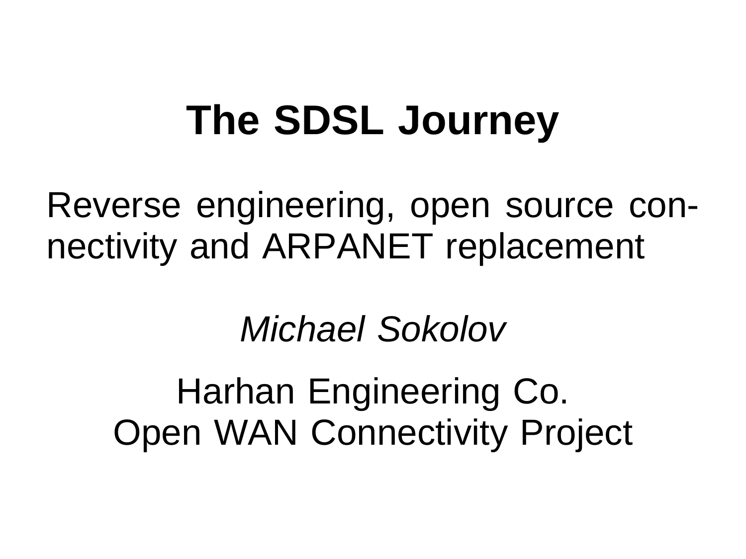# The SDSL Journey

Reverse engineering, open source connectivity and ARPANET replacement

*Michael Sokolov*

Harhan Engineering Co.
Open WAN Connectivity Project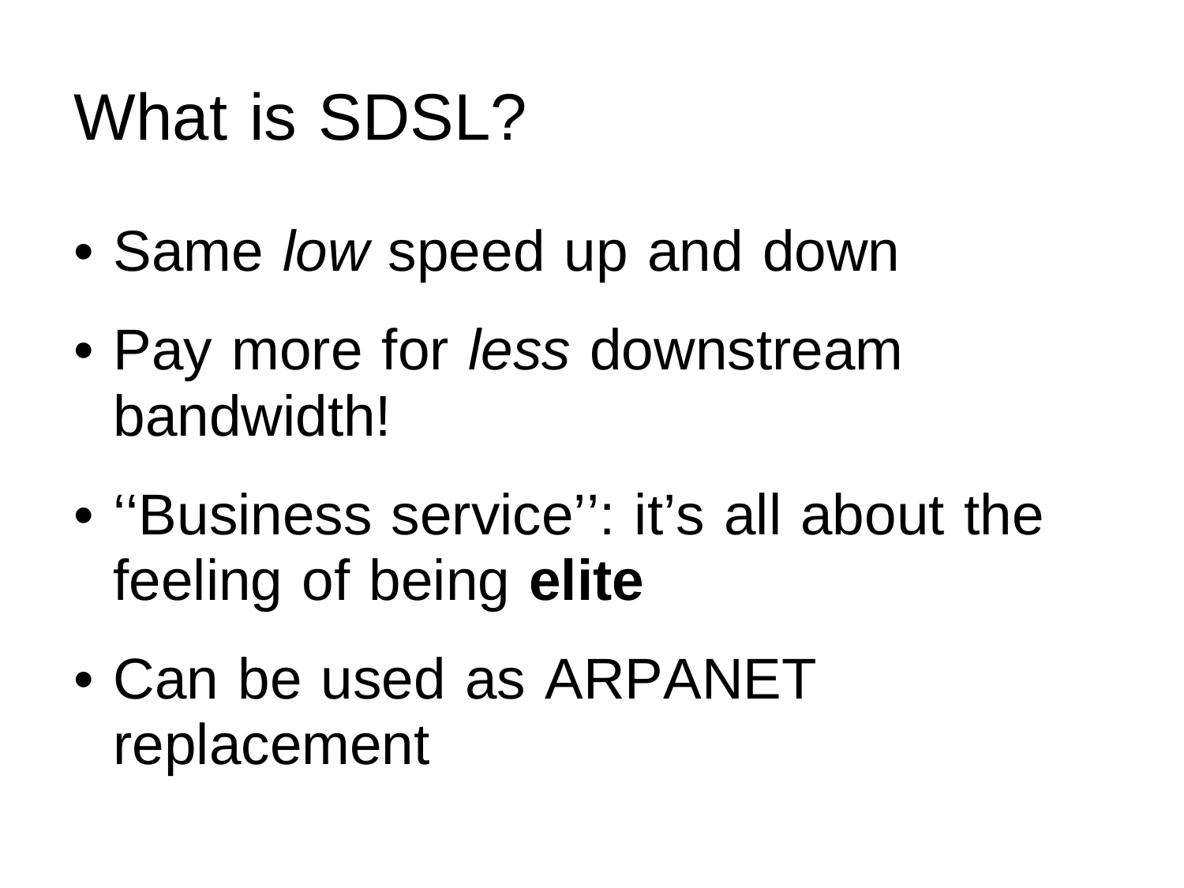# What is SDSL?

- Same *low* speed up and down
- Pay more for *less* downstream bandwidth!
- ‘‘Business service’’: it’s all about the feeling of being **elite**
- Can be used as ARPANET replacement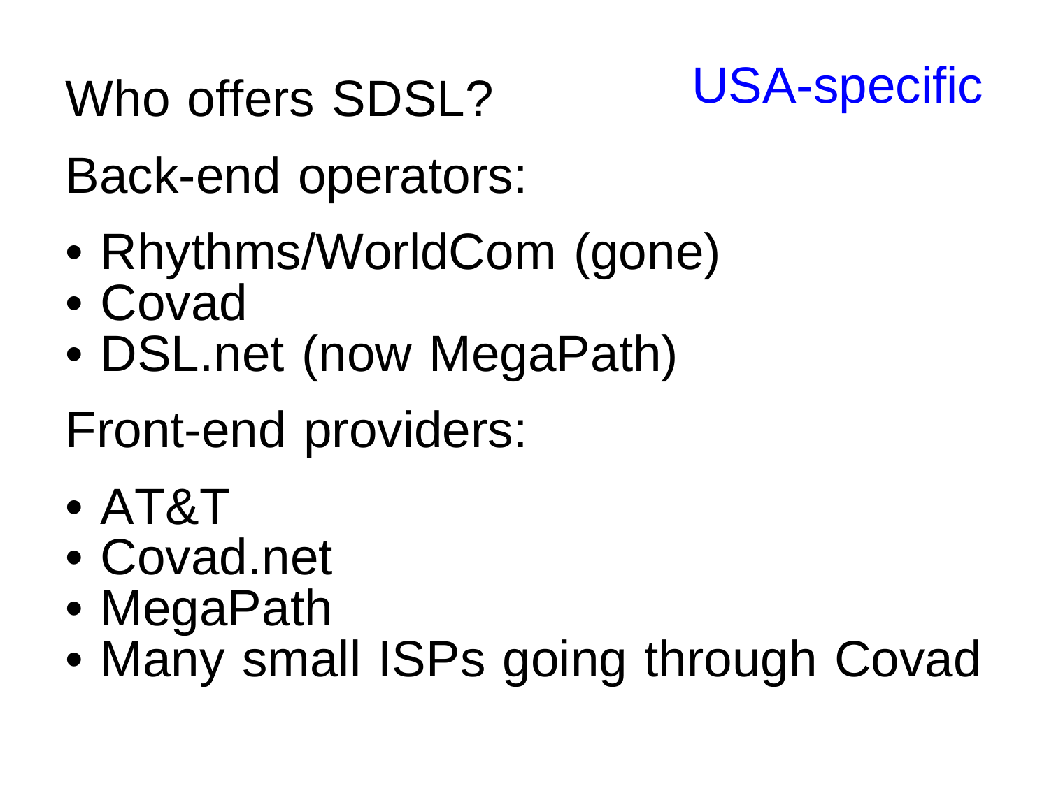# Who offers SDSL?

USA-specific

Back-end operators:

- Rhythms/WorldCom (gone)
- Covad
- DSL.net (now MegaPath)

Front-end providers:

- AT&T
- Covad.net
- MegaPath
- Many small ISPs going through Covad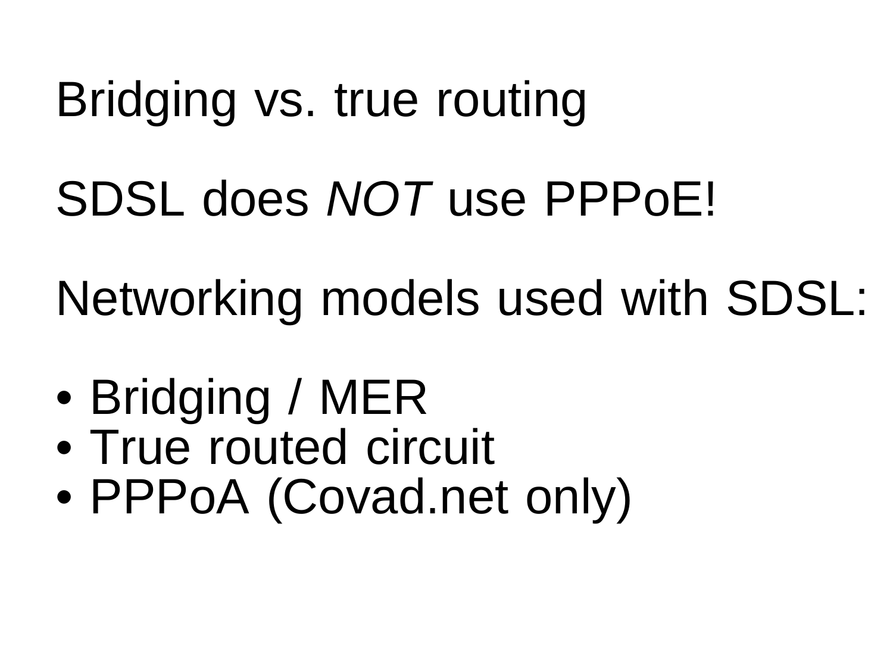# Bridging vs. true routing

SDSL does *NOT* use PPPoE!

Networking models used with SDSL:

- Bridging / MER
- True routed circuit
- PPPoA (Covad.net only)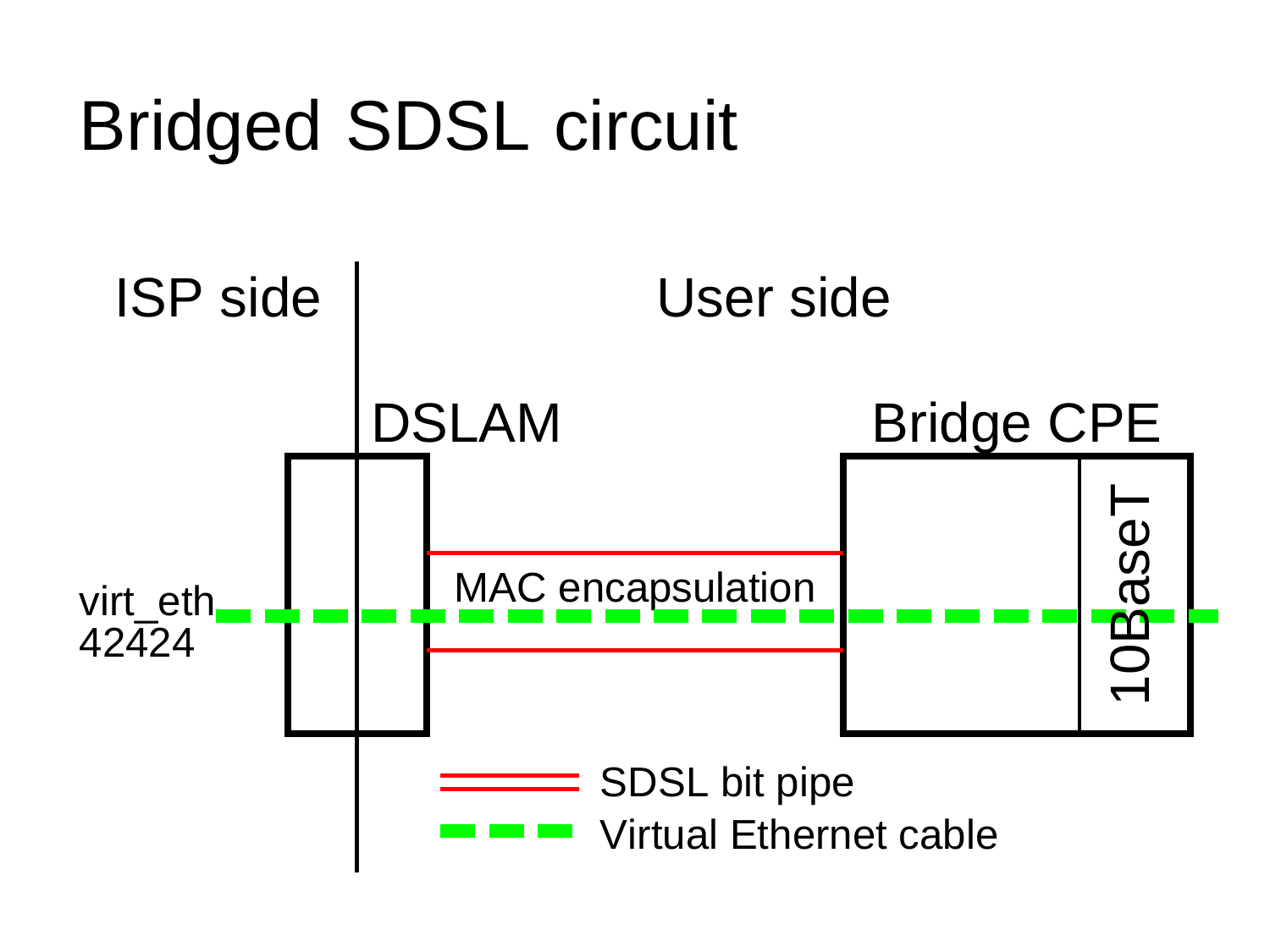# Bridged SDSL circuit

ISP side

User side

DSLAM

Bridge CPE

10BaseT

MAC encapsulation

virt_eth
42424

SDSL bit pipe

Virtual Ethernet cable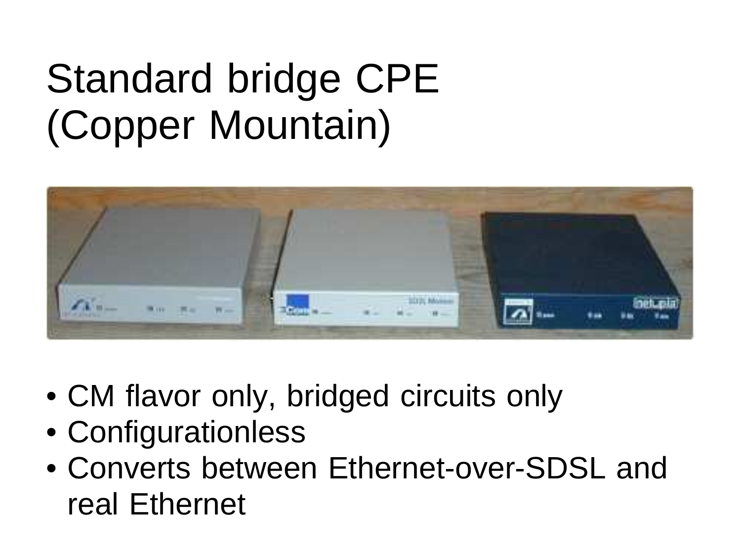# Standard bridge CPE (Copper Mountain)

- CM flavor only, bridged circuits only
- Configurationless
- Converts between Ethernet-over-SDSL and real Ethernet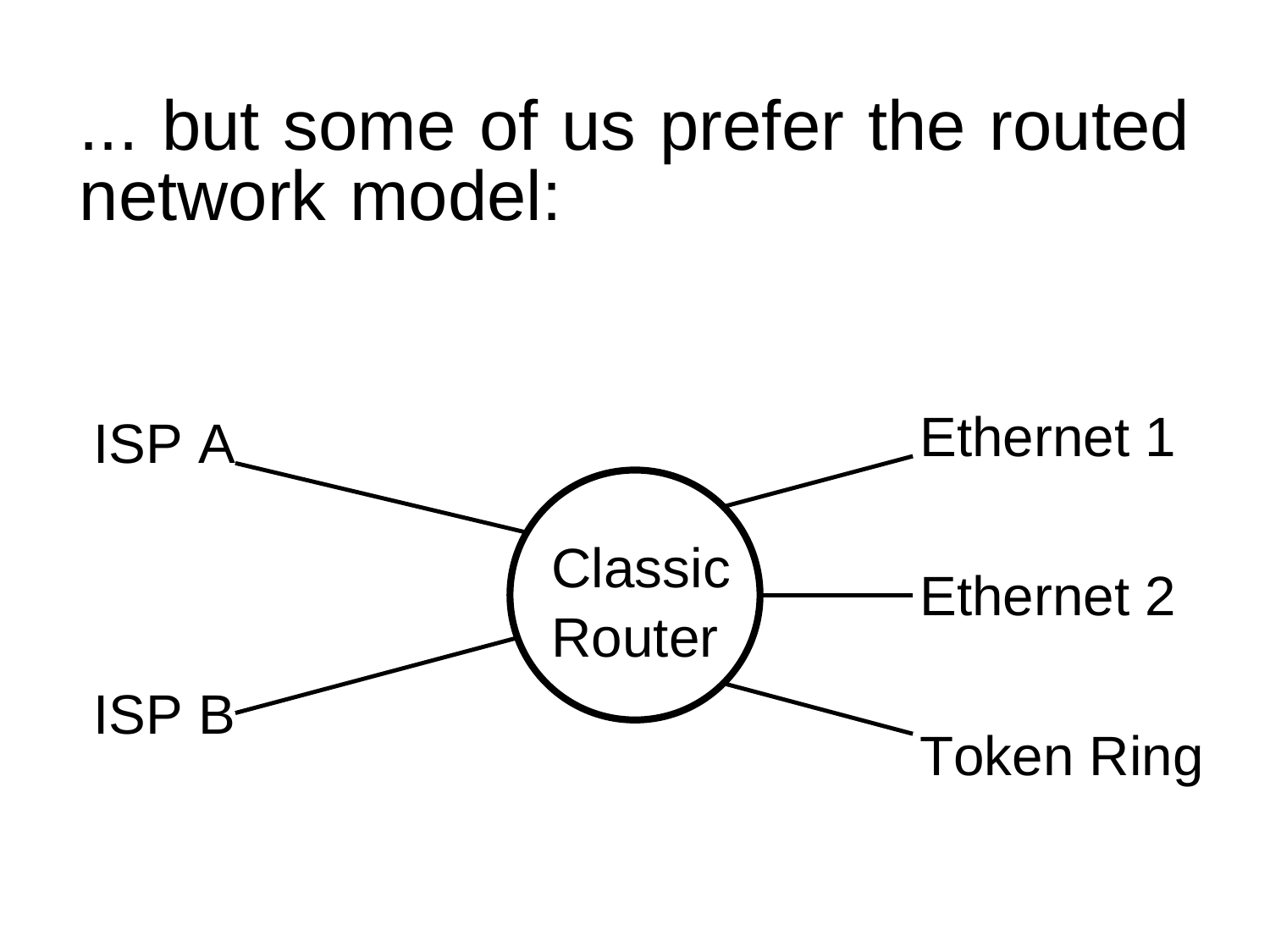... but some of us prefer the routed network model:

ISP A

ISP B

Classic Router

Ethernet 1

Ethernet 2

Token Ring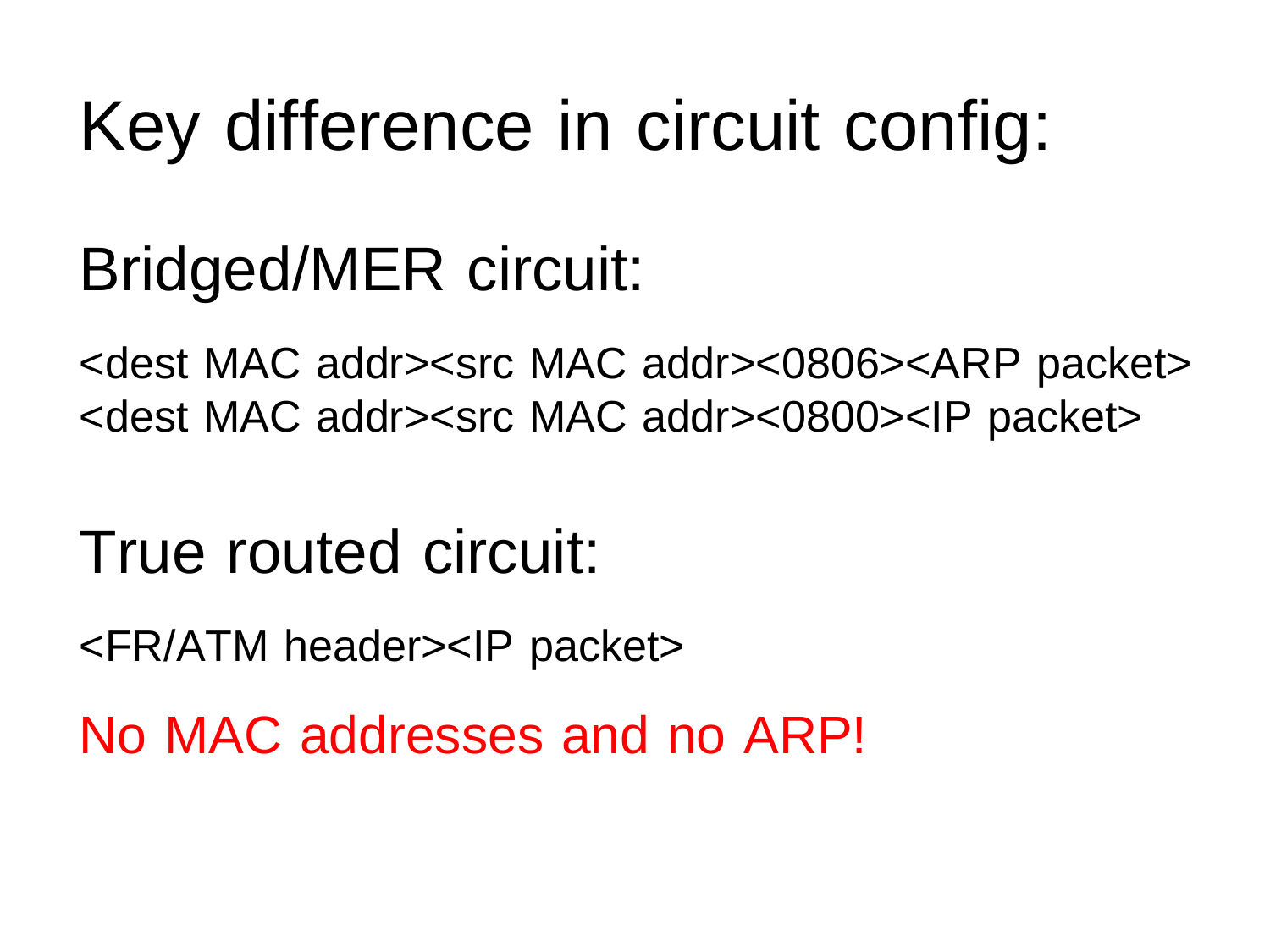# Key difference in circuit config:

## Bridged/MER circuit:

<dest MAC addr><src MAC addr><0806><ARP packet>
<dest MAC addr><src MAC addr><0800><IP packet>

## True routed circuit:

<FR/ATM header><IP packet>

No MAC addresses and no ARP!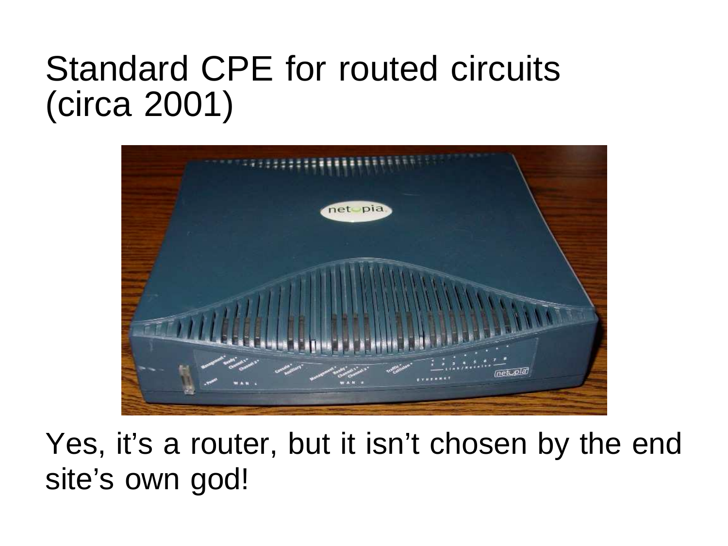# Standard CPE for routed circuits (circa 2001)

Yes, it’s a router, but it isn’t chosen by the end site’s own god!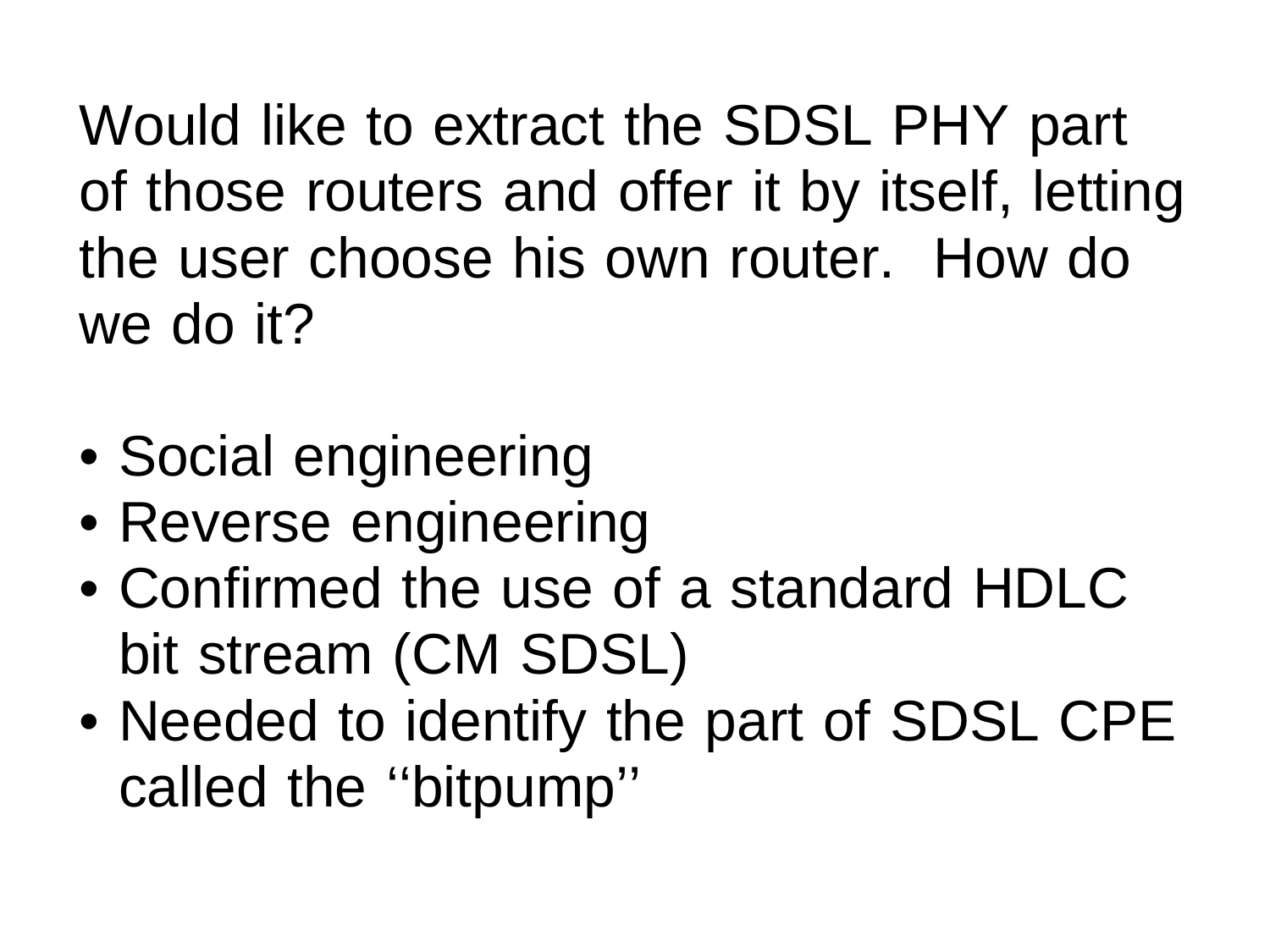Would like to extract the SDSL PHY part of those routers and offer it by itself, letting the user choose his own router. How do we do it?

- Social engineering
- Reverse engineering
- Confirmed the use of a standard HDLC bit stream (CM SDSL)
- Needed to identify the part of SDSL CPE called the ‘‘bitpump’’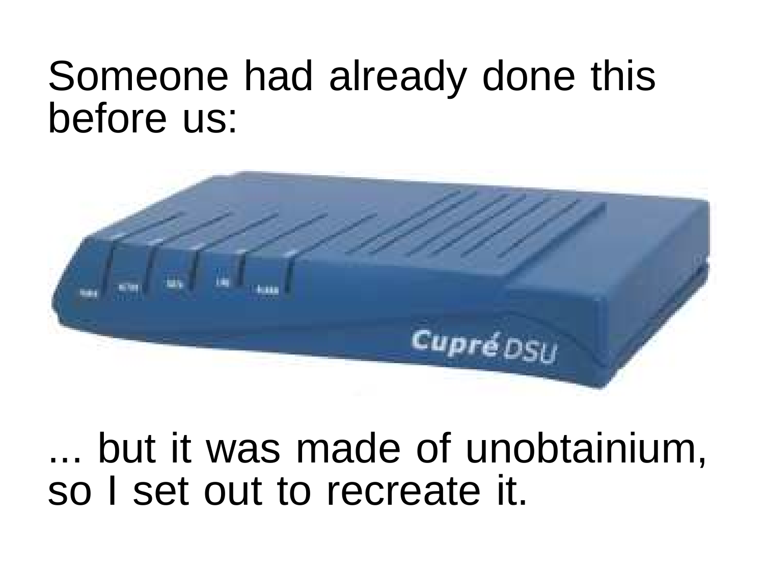Someone had already done this before us:

... but it was made of unobtainium, so I set out to recreate it.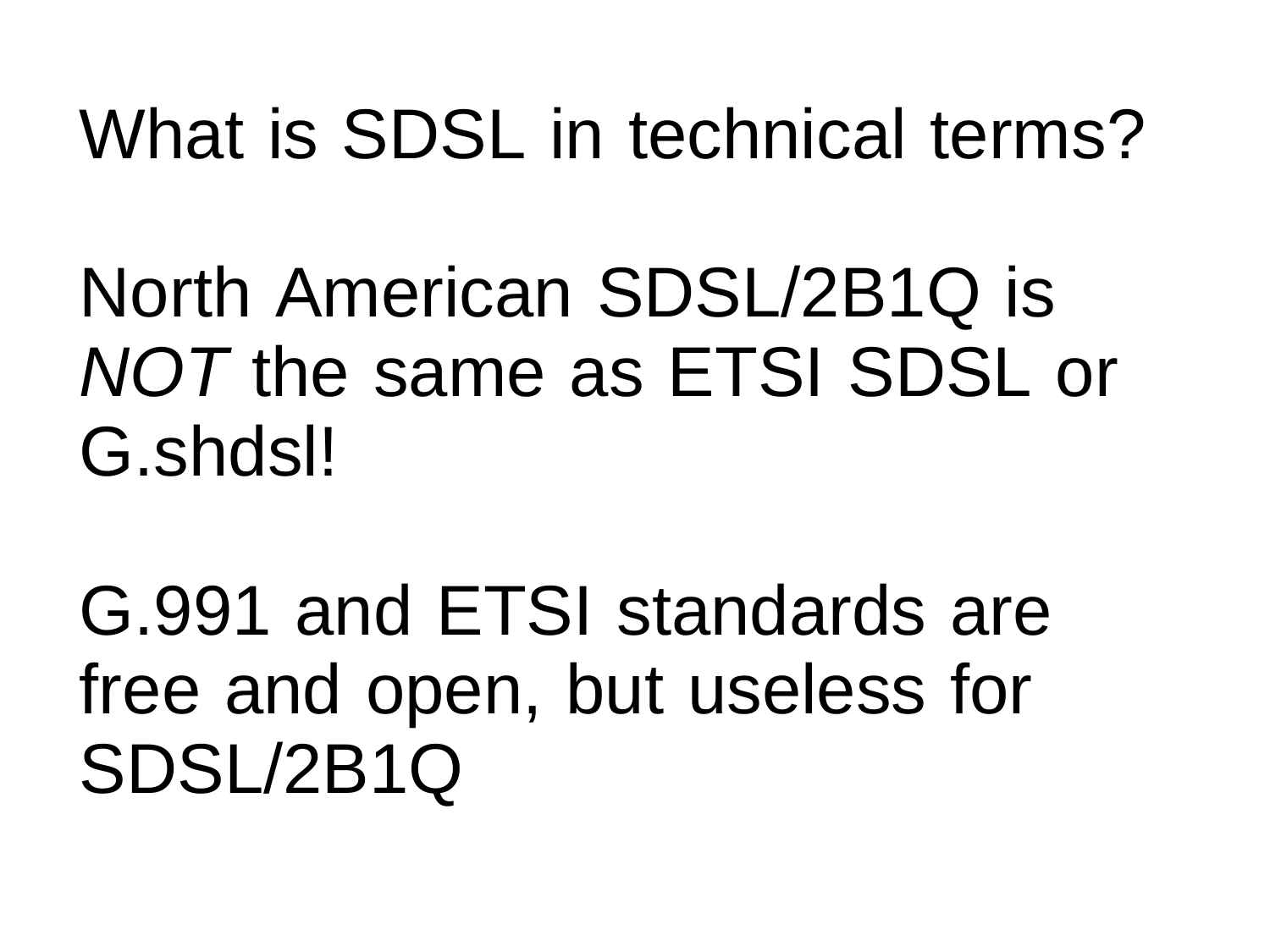# What is SDSL in technical terms?

North American SDSL/2B1Q is *NOT* the same as ETSI SDSL or G.shdsl!

G.991 and ETSI standards are free and open, but useless for SDSL/2B1Q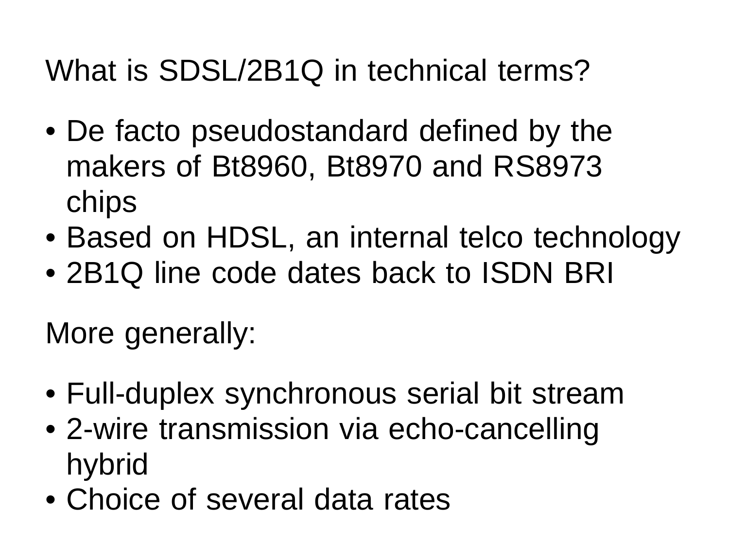What is SDSL/2B1Q in technical terms?

- De facto pseudostandard defined by the makers of Bt8960, Bt8970 and RS8973 chips
- Based on HDSL, an internal telco technology
- 2B1Q line code dates back to ISDN BRI

More generally:

- Full-duplex synchronous serial bit stream
- 2-wire transmission via echo-cancelling hybrid
- Choice of several data rates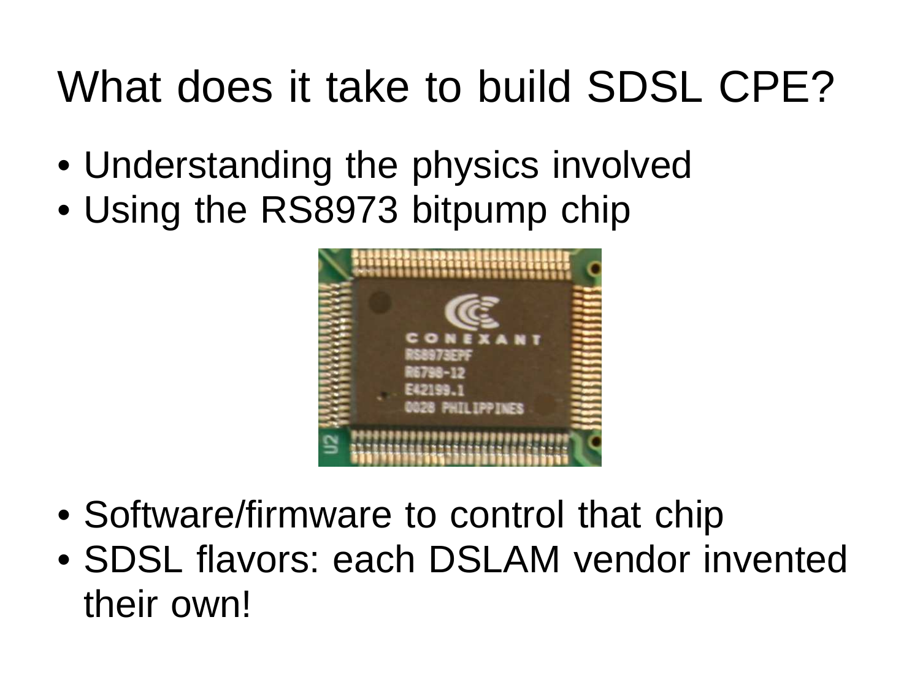# What does it take to build SDSL CPE?

- Understanding the physics involved
- Using the RS8973 bitpump chip
- Software/firmware to control that chip
- SDSL flavors: each DSLAM vendor invented their own!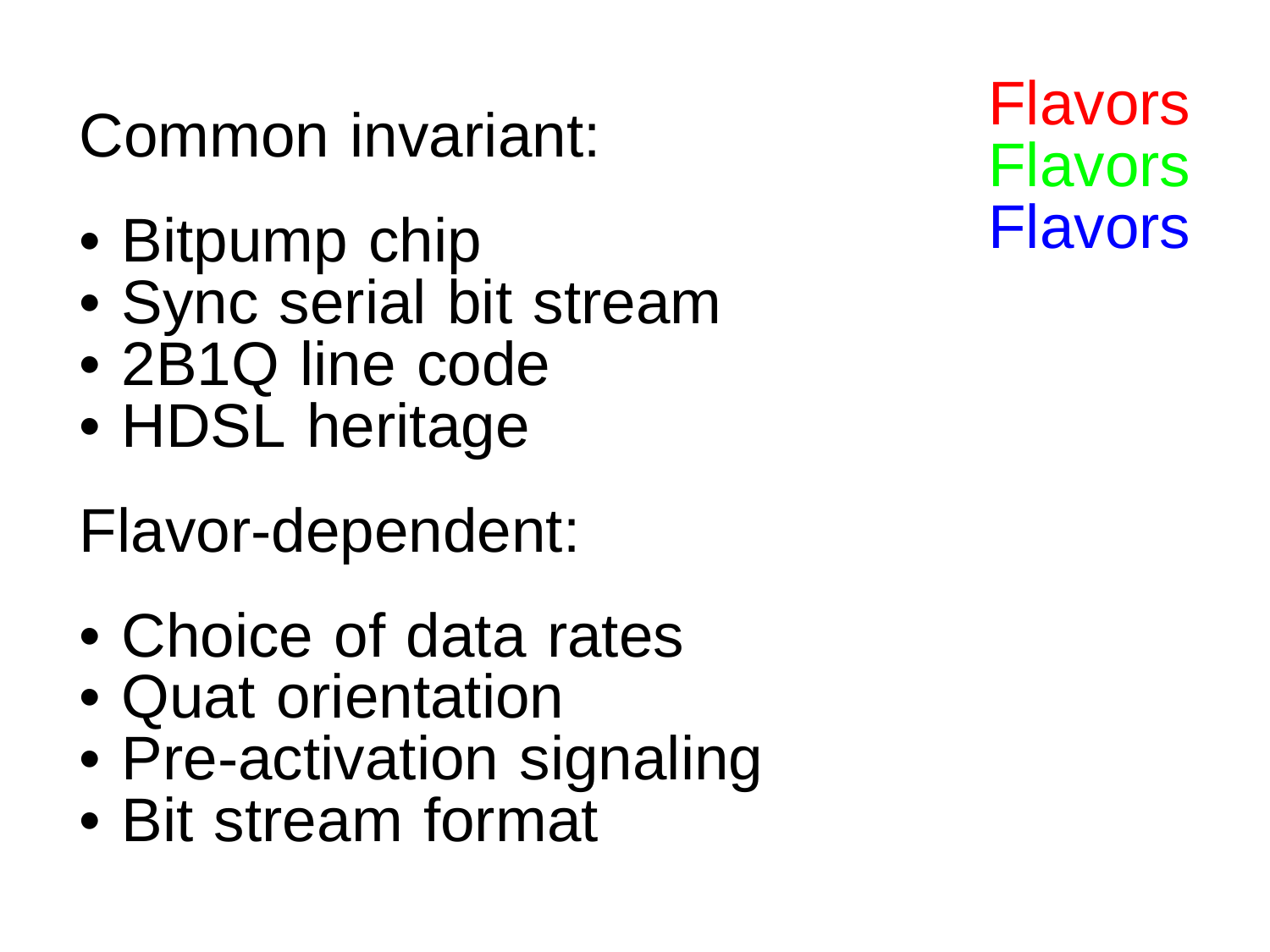Flavors
Flavors
Flavors

Common invariant:

- Bitpump chip
- Sync serial bit stream
- 2B1Q line code
- HDSL heritage

Flavor-dependent:

- Choice of data rates
- Quat orientation
- Pre-activation signaling
- Bit stream format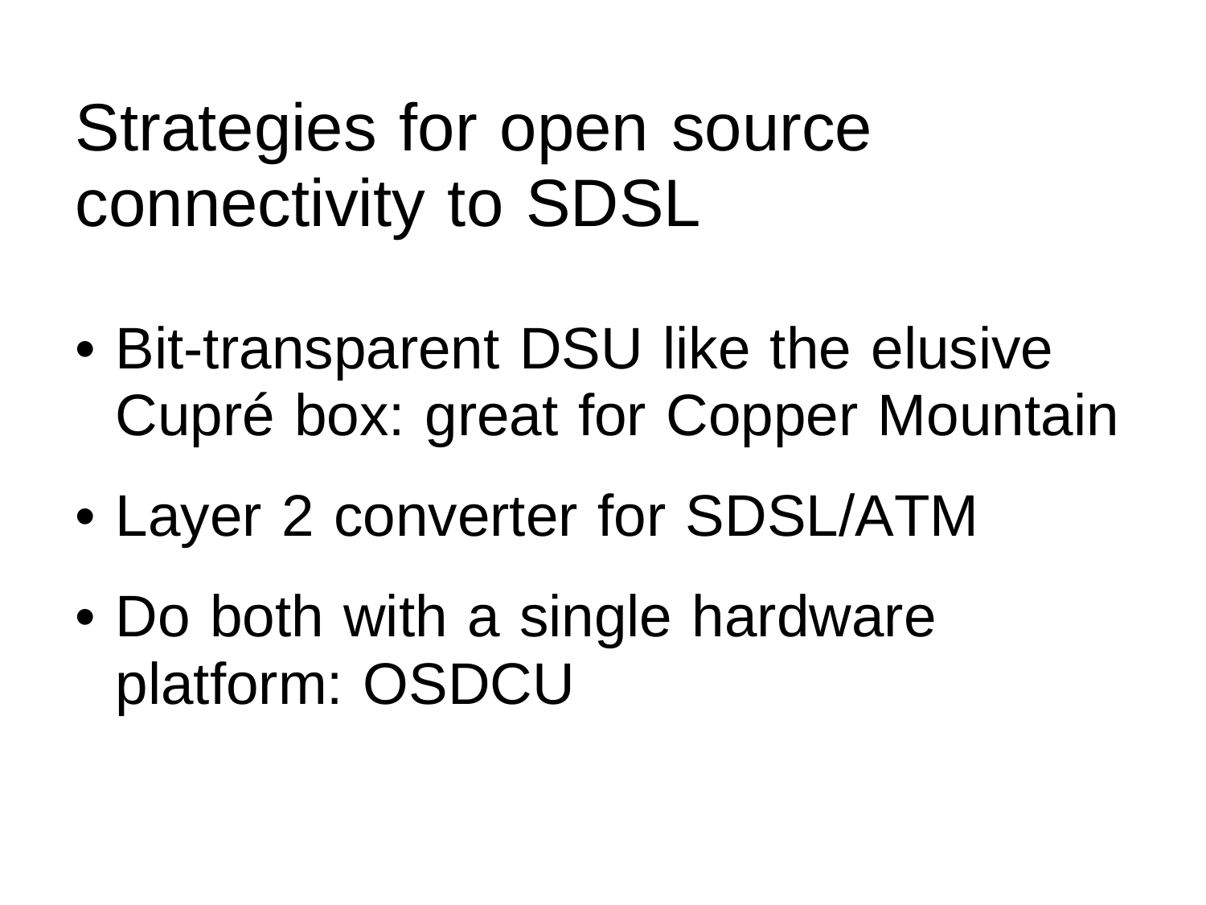# Strategies for open source connectivity to SDSL

- Bit-transparent DSU like the elusive Cupré box: great for Copper Mountain
- Layer 2 converter for SDSL/ATM
- Do both with a single hardware platform: OSDCU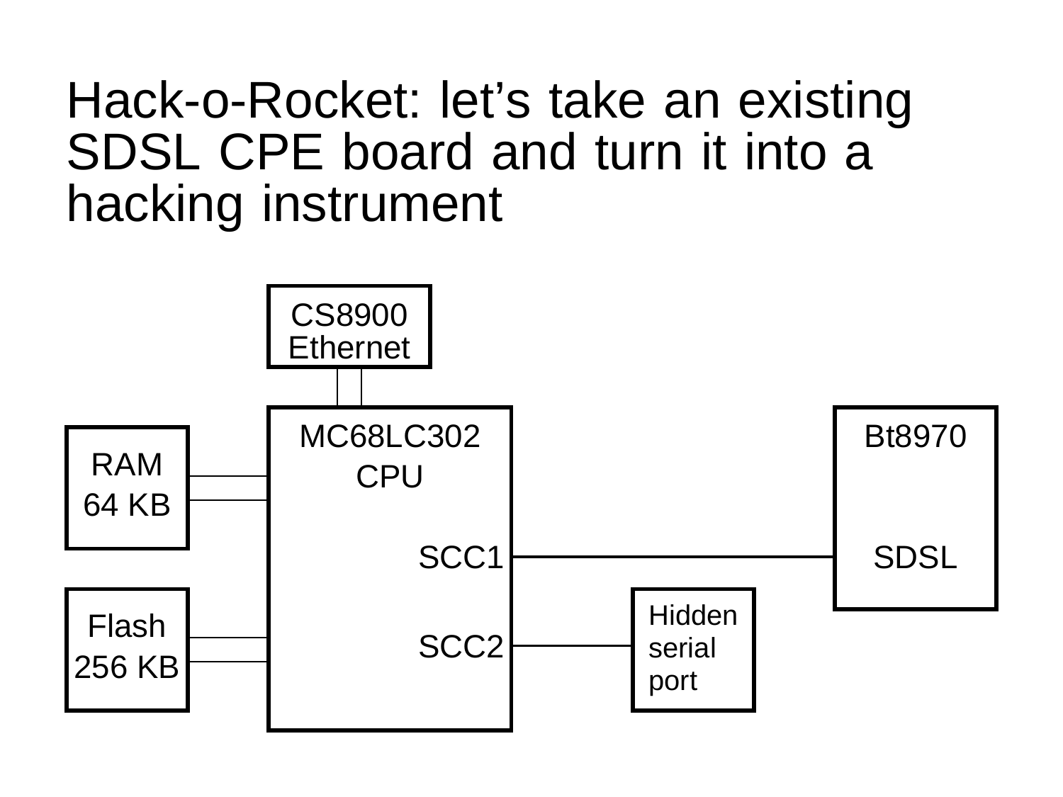# Hack-o-Rocket: let's take an existing SDSL CPE board and turn it into a hacking instrument

CS8900 Ethernet

MC68LC302 CPU

RAM 64 KB

Flash 256 KB

SCC1

SCC2

Bt8970

SDSL

Hidden serial port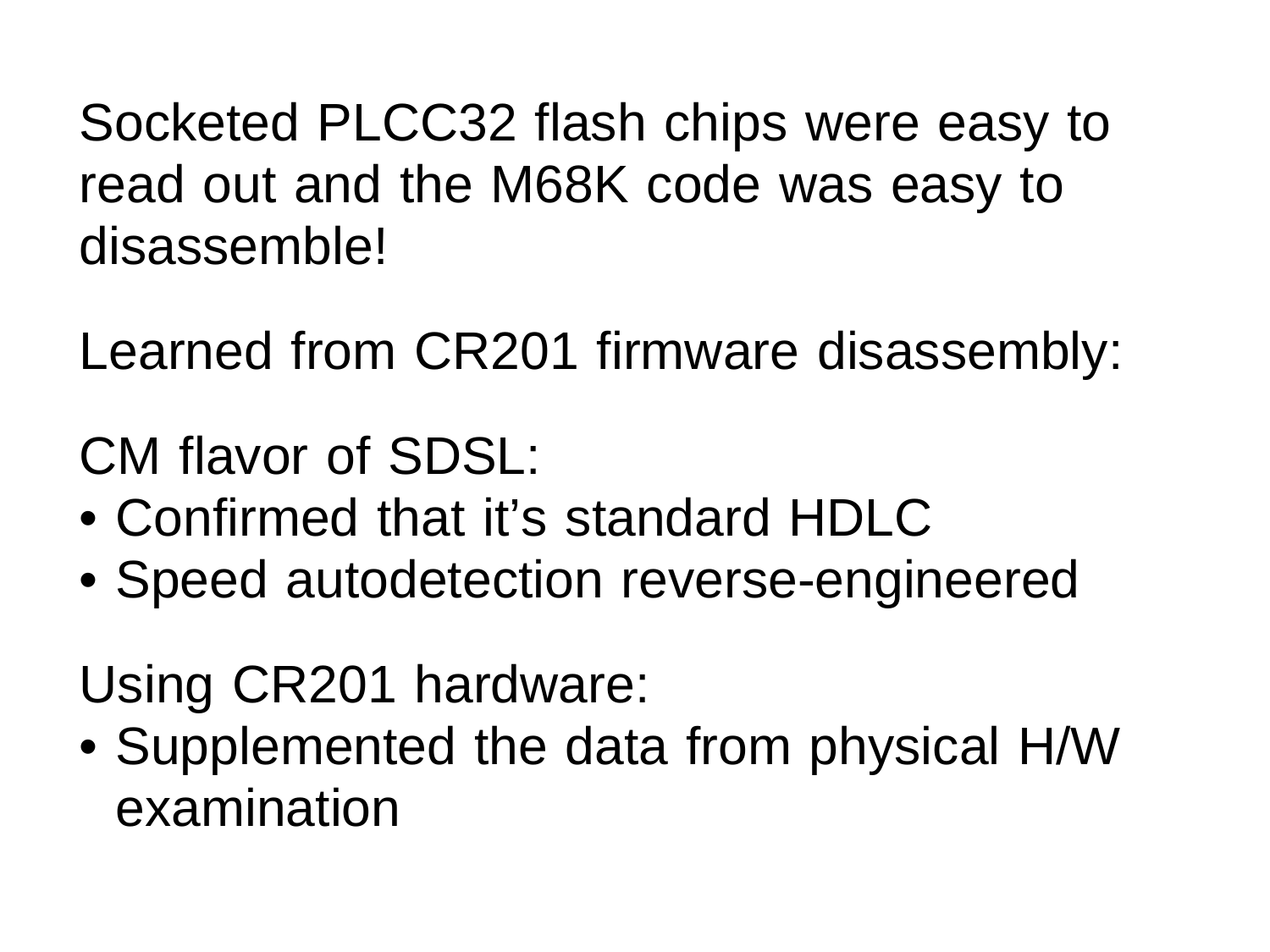Socketed PLCC32 flash chips were easy to read out and the M68K code was easy to disassemble!

Learned from CR201 firmware disassembly:

CM flavor of SDSL:

- Confirmed that it’s standard HDLC
- Speed autodetection reverse-engineered

Using CR201 hardware:

- Supplemented the data from physical H/W examination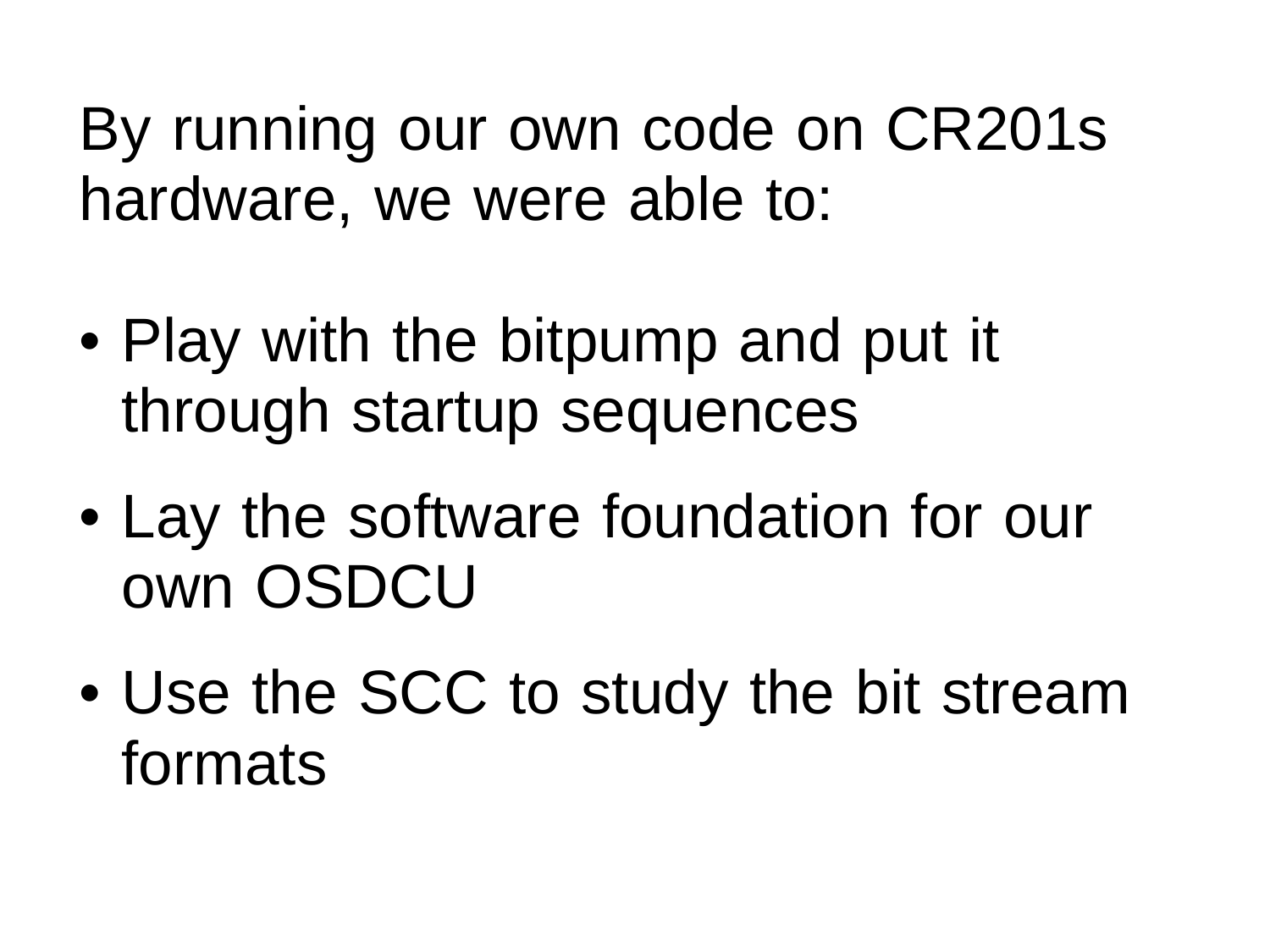By running our own code on CR201s hardware, we were able to:

- Play with the bitpump and put it through startup sequences
- Lay the software foundation for our own OSDCU
- Use the SCC to study the bit stream formats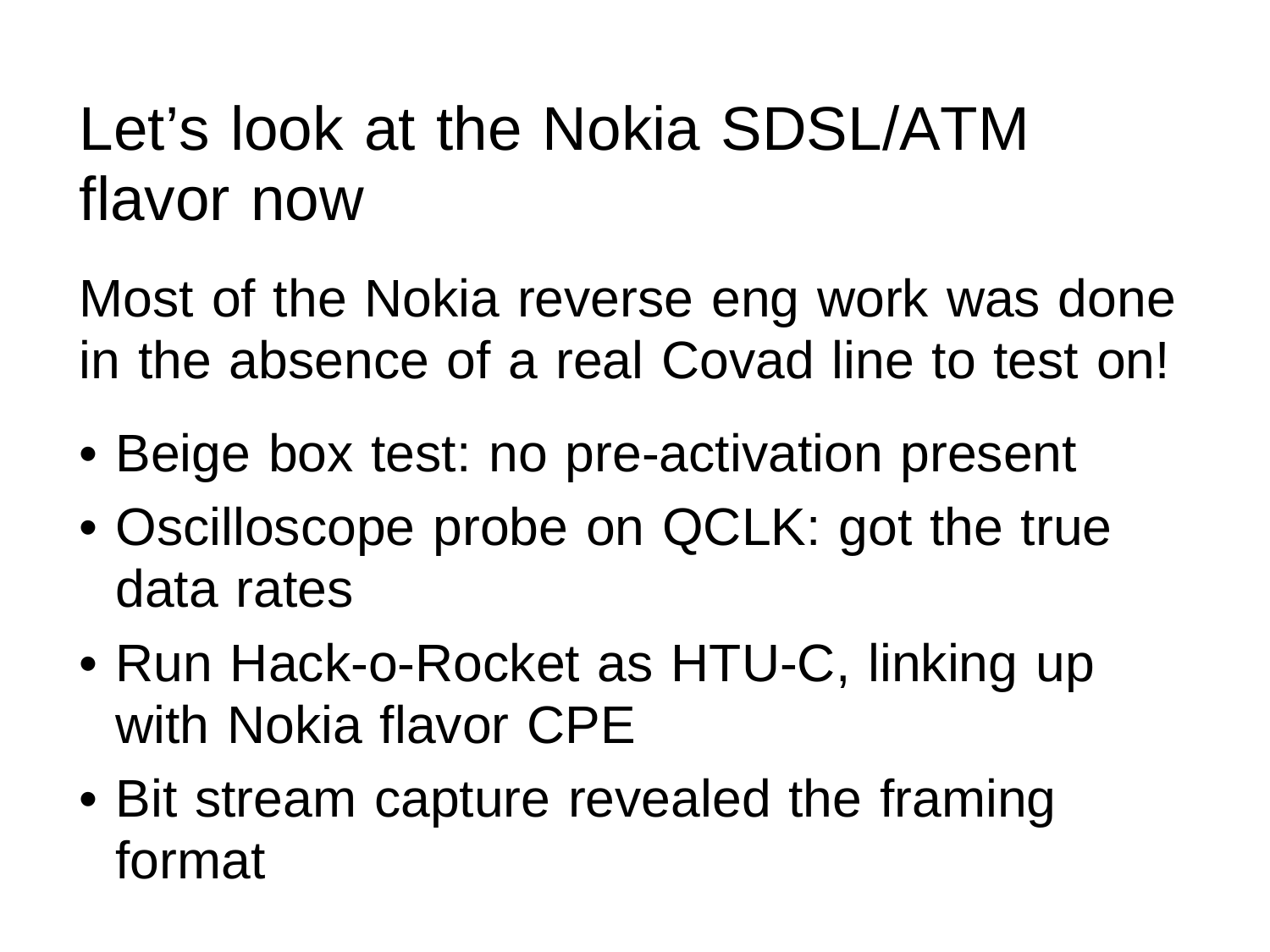# Let's look at the Nokia SDSL/ATM flavor now

Most of the Nokia reverse eng work was done in the absence of a real Covad line to test on!

- Beige box test: no pre-activation present
- Oscilloscope probe on QCLK: got the true data rates
- Run Hack-o-Rocket as HTU-C, linking up with Nokia flavor CPE
- Bit stream capture revealed the framing format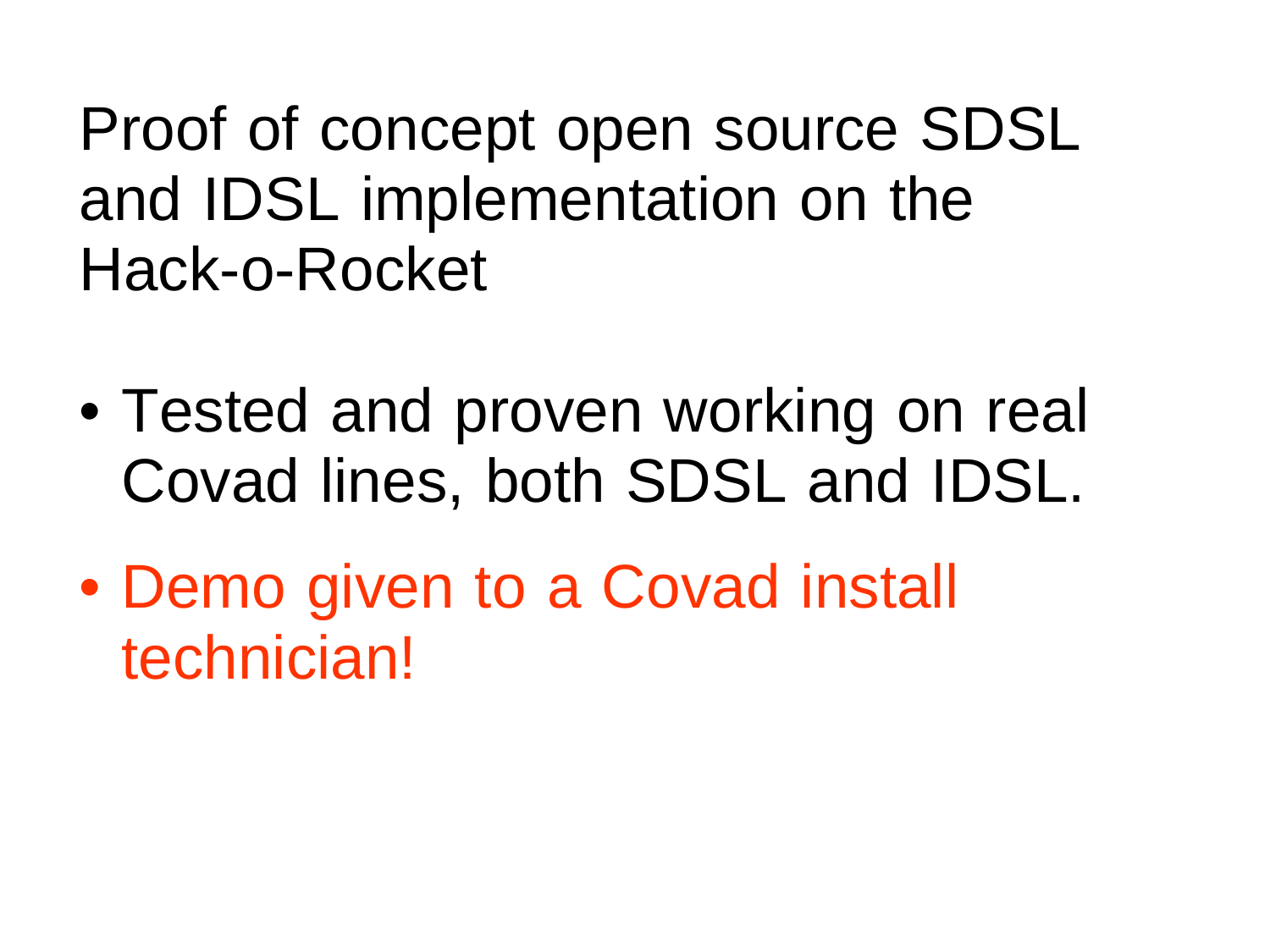# Proof of concept open source SDSL and IDSL implementation on the Hack-o-Rocket

- Tested and proven working on real Covad lines, both SDSL and IDSL.
- Demo given to a Covad install technician!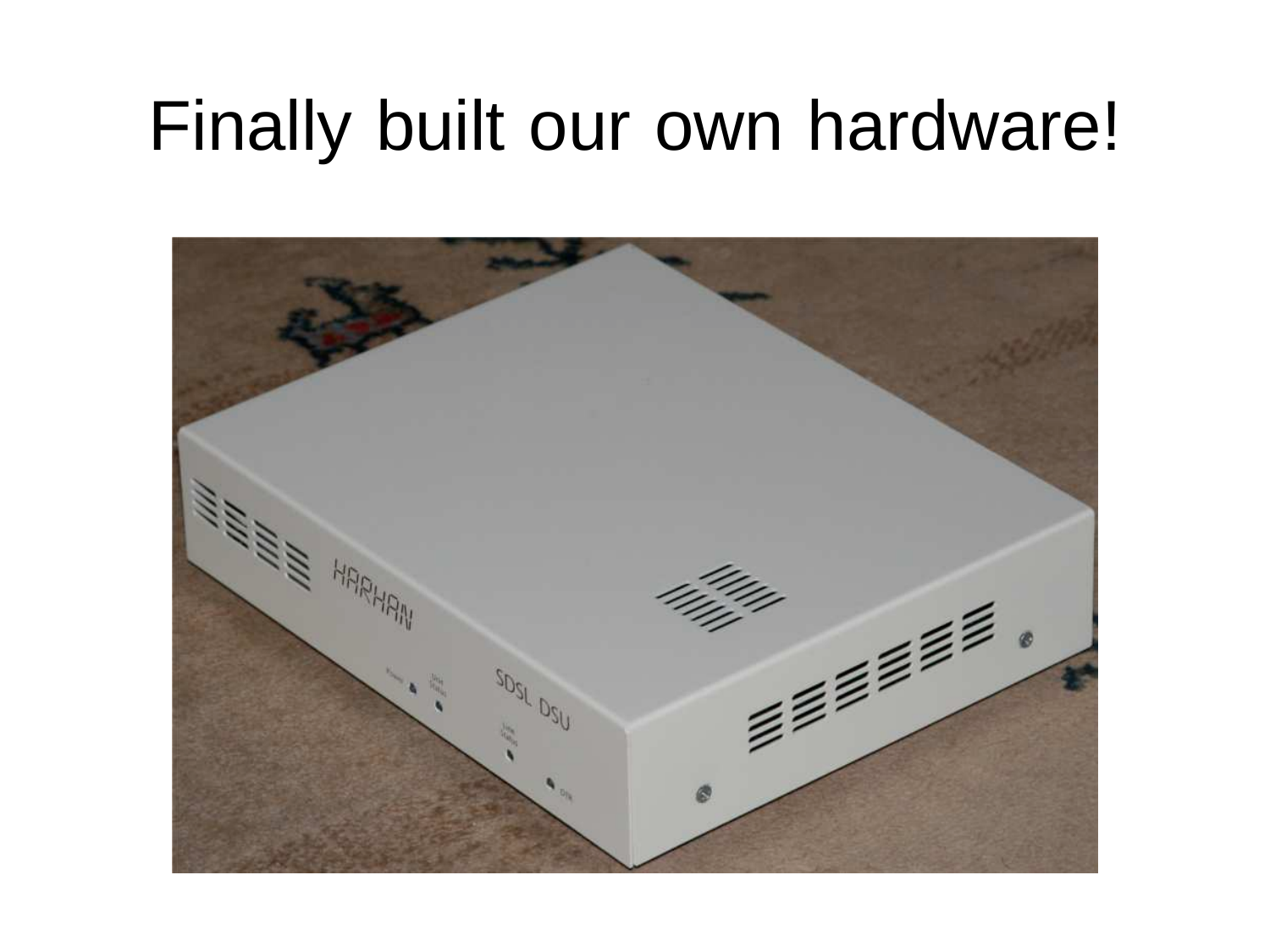# Finally built our own hardware!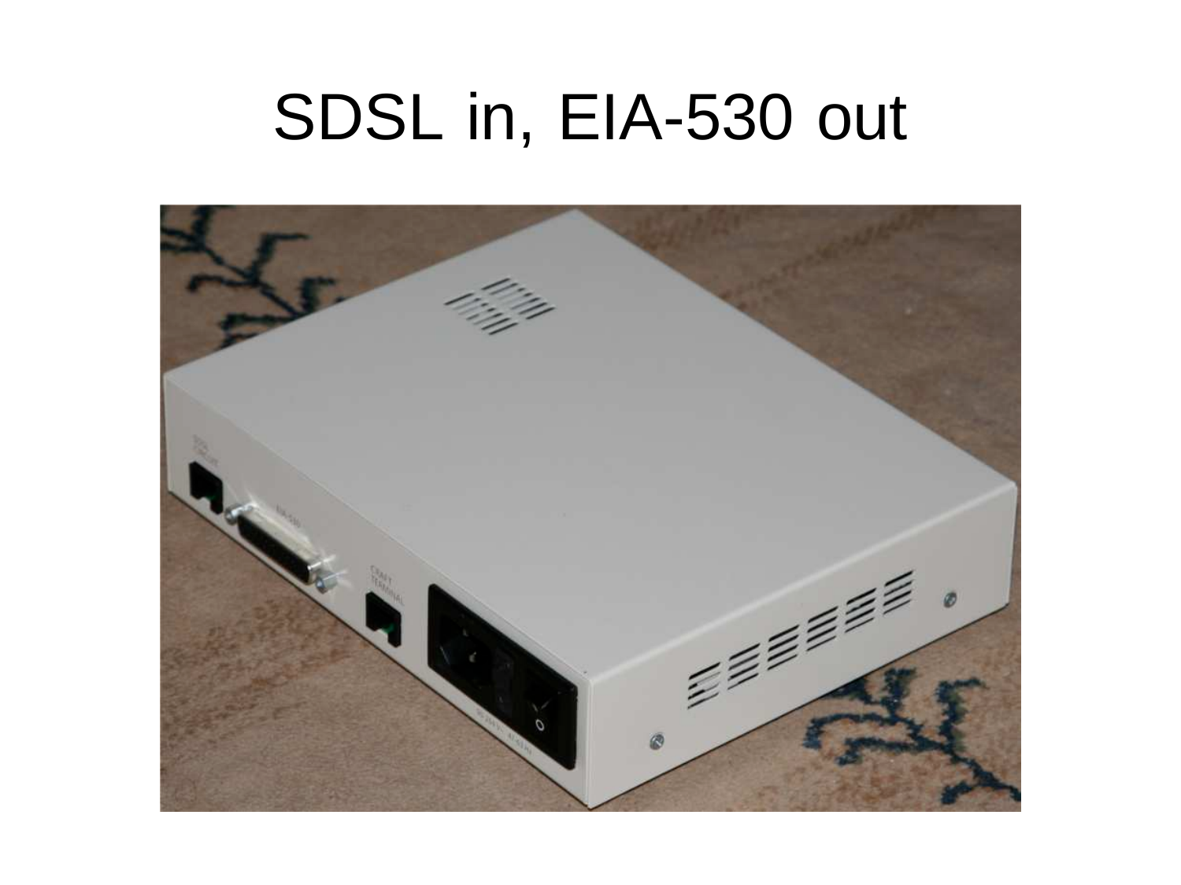# SDSL in, EIA-530 out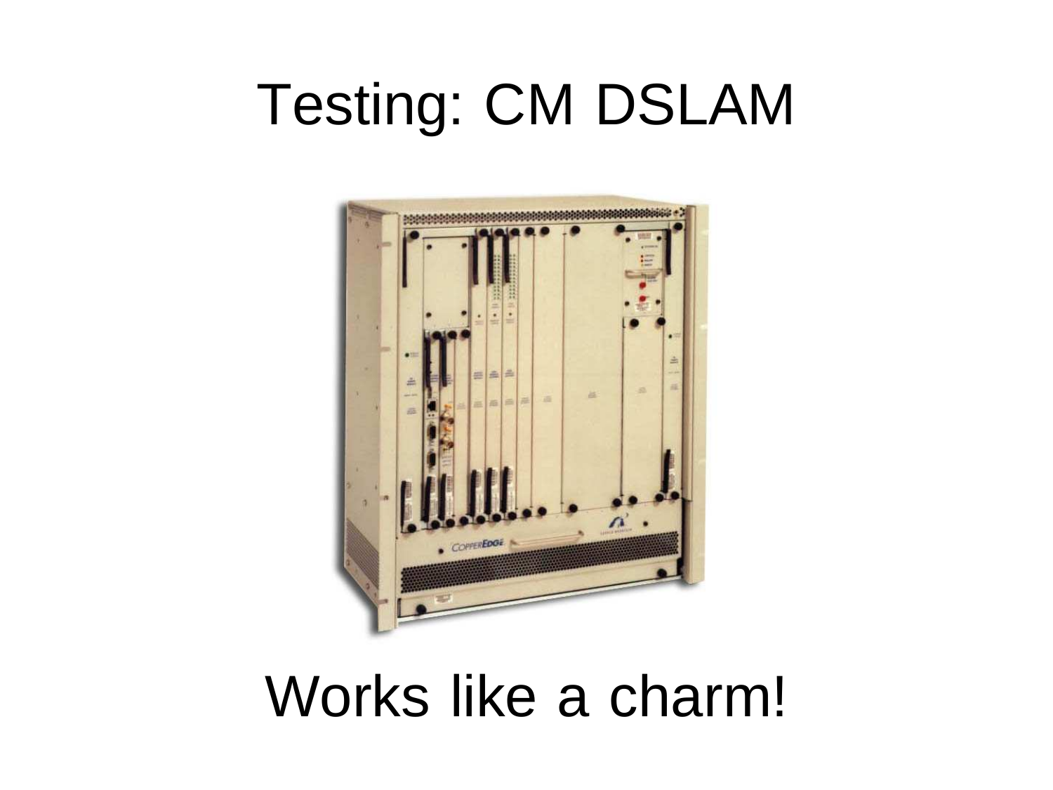# Testing: CM DSLAM

Works like a charm!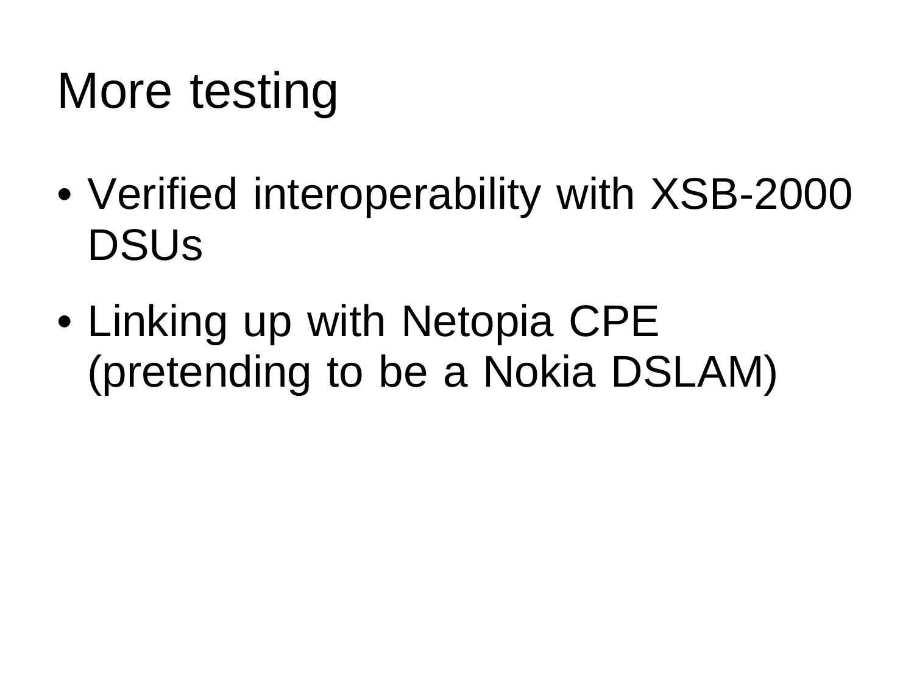# More testing

- Verified interoperability with XSB-2000 DSUs
- Linking up with Netopia CPE (pretending to be a Nokia DSLAM)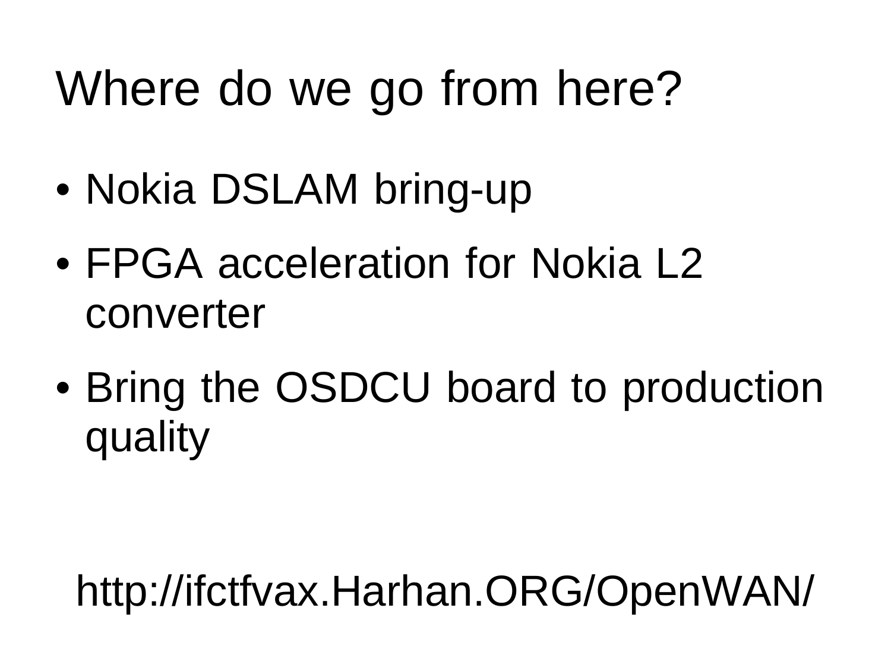# Where do we go from here?

- Nokia DSLAM bring-up
- FPGA acceleration for Nokia L2 converter
- Bring the OSDCU board to production quality

http://ifctfvax.Harhan.ORG/OpenWAN/